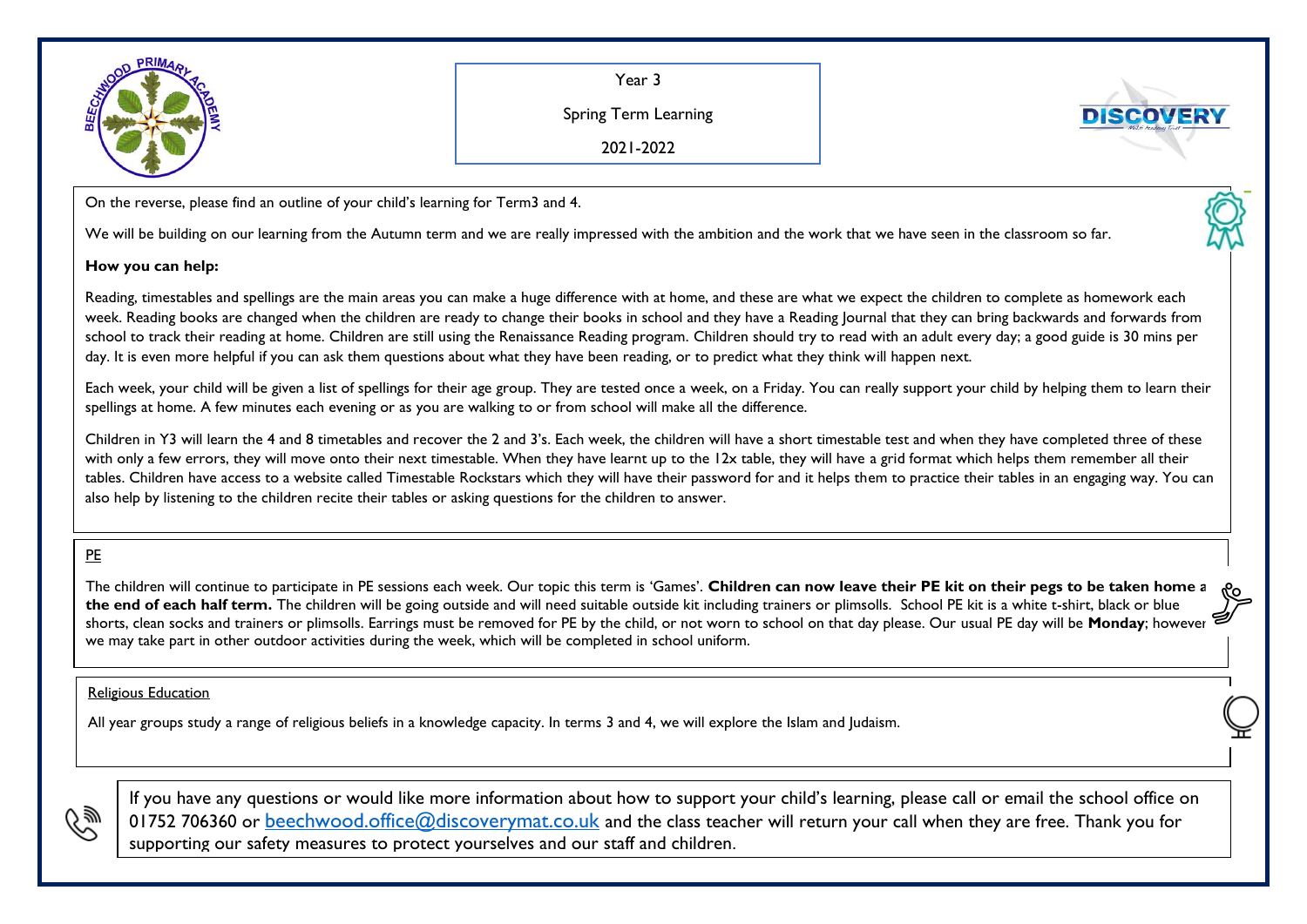Year 3

Spring Term Learning

2021-2022

On the reverse, please find an outline of your child's learning for Term3 and 4.

We will be building on our learning from the Autumn term and we are really impressed with the ambition and the work that we have seen in the classroom so far.

**How you can help:**

Reading, timestables and spellings are the main areas you can make a huge difference with at home, and these are what we expect the children to complete as homework each week. Reading books are changed when the children are ready to change their books in school and they have a Reading Journal that they can bring backwards and forwards from school to track their reading at home. Children are still using the Renaissance Reading program. Children should try to read with an adult every day; a good guide is 30 mins per day. It is even more helpful if you can ask them questions about what they have been reading, or to predict what they think will happen next.

Each week, your child will be given a list of spellings for their age group. They are tested once a week, on a Friday. You can really support your child by helping them to learn their spellings at home. A few minutes each evening or as you are walking to or from school will make all the difference.

Children in Y3 will learn the 4 and 8 timetables and recover the 2 and 3's. Each week, the children will have a short timestable test and when they have completed three of these with only a few errors, they will move onto their next timestable. When they have learnt up to the 12x table, they will have a grid format which helps them remember all their tables. Children have access to a website called Timestable Rockstars which they will have their password for and it helps them to practice their tables in an engaging way. You can also help by listening to the children recite their tables or asking questions for the children to answer.

PE

The children will continue to participate in PE sessions each week. Our topic this term is 'Games'. **Children can now leave their PE kit on their pegs to be taken home a the end of each half term.** The children will be going outside and will need suitable outside kit including trainers or plimsolls. School PE kit is a white t-shirt, black or blue shorts, clean socks and trainers or plimsolls. Earrings must be removed for PE by the child, or not worn to school on that day please. Our usual PE day will be **Monday**; however we may take part in other outdoor activities during the week, which will be completed in school uniform.

Religious Education

All year groups study a range of religious beliefs in a knowledge capacity. In terms 3 and 4, we will explore the Islam and Judaism.

If you have any questions or would like more information about how to support your child's learning, please call or email the school office on 01752 706360 or beechwood.office@discoverymat.co.uk and the class teacher will return your call when they are free. Thank you for supporting our safety measures to protect yourselves and our staff and children.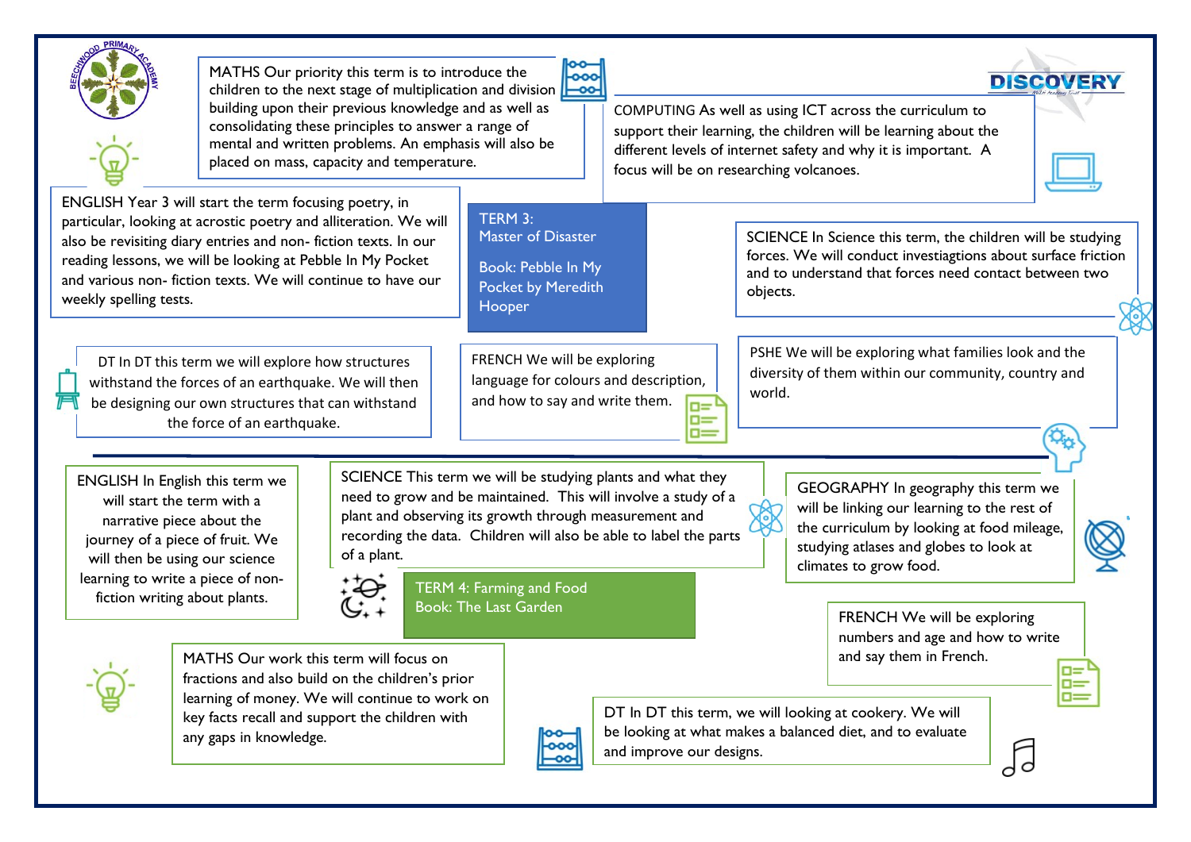## TERM 3: Master of Disaster

Book: Pebble In My Pocket by Meredith Hooper

MATHS Our priority this term is to introduce the children to the next stage of multiplication and division building upon their previous knowledge and as well as consolidating these principles to answer a range of mental and written problems. An emphasis will also be placed on mass, capacity and temperature.

COMPUTING As well as using ICT across the curriculum to support their learning, the children will be learning about the different levels of internet safety and why it is important. A focus will be on researching volcanoes.

ENGLISH Year 3 will start the term focusing poetry, in particular, looking at acrostic poetry and alliteration. We will also be revisiting diary entries and non- fiction texts. In our reading lessons, we will be looking at Pebble In My Pocket and various non- fiction texts. We will continue to have our weekly spelling tests.

SCIENCE In Science this term, the children will be studying forces. We will conduct investiagtions about surface friction and to understand that forces need contact between two objects.

DT In DT this term we will explore how structures withstand the forces of an earthquake. We will then be designing our own structures that can withstand the force of an earthquake.

FRENCH We will be exploring language for colours and description, and how to say and write them.

PSHE We will be exploring what families look and the diversity of them within our community, country and world.

## TERM 4: Farming and Food

Book: The Last Garden

ENGLISH In English this term we will start the term with a narrative piece about the journey of a piece of fruit. We will then be using our science learning to write a piece of non-fiction writing about plants.

SCIENCE This term we will be studying plants and what they need to grow and be maintained. This will involve a study of a plant and observing its growth through measurement and recording the data. Children will also be able to label the parts of a plant.

GEOGRAPHY In geography this term we will be linking our learning to the rest of the curriculum by looking at food mileage, studying atlases and globes to look at climates to grow food.

FRENCH We will be exploring numbers and age and how to write and say them in French.

MATHS Our work this term will focus on fractions and also build on the children's prior learning of money. We will continue to work on key facts recall and support the children with any gaps in knowledge.

DT In DT this term, we will looking at cookery. We will be looking at what makes a balanced diet, and to evaluate and improve our designs.